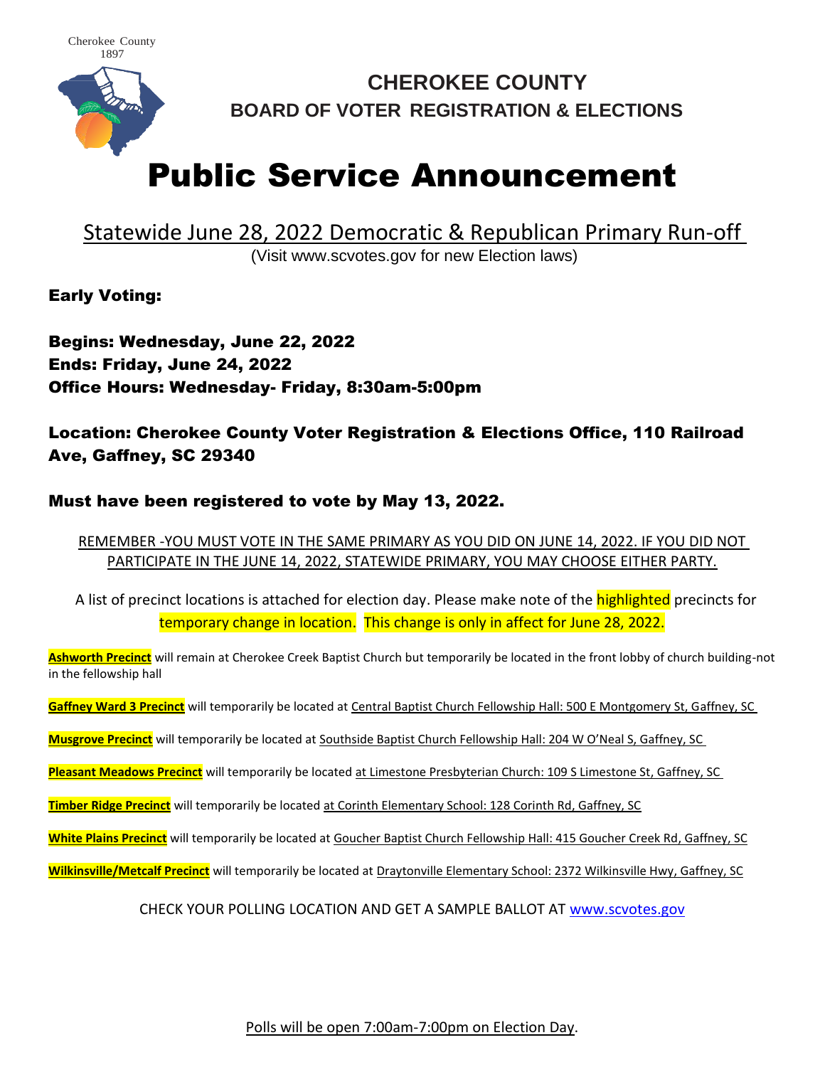Cherokee County
1897

# CHEROKEE COUNTY
## BOARD OF VOTER REGISTRATION & ELECTIONS

# Public Service Announcement

## Statewide June 28, 2022 Democratic & Republican Primary Run-off

(Visit www.scvotes.gov for new Election laws)

**Early Voting:**

**Begins: Wednesday, June 22, 2022**
**Ends: Friday, June 24, 2022**
**Office Hours: Wednesday- Friday, 8:30am-5:00pm**

**Location: Cherokee County Voter Registration & Elections Office, 110 Railroad Ave, Gaffney, SC 29340**

**Must have been registered to vote by May 13, 2022.**

REMEMBER -YOU MUST VOTE IN THE SAME PRIMARY AS YOU DID ON JUNE 14, 2022. IF YOU DID NOT PARTICIPATE IN THE JUNE 14, 2022, STATEWIDE PRIMARY, YOU MAY CHOOSE EITHER PARTY.

A list of precinct locations is attached for election day. Please make note of the highlighted precincts for temporary change in location. This change is only in affect for June 28, 2022.

**Ashworth Precinct** will remain at Cherokee Creek Baptist Church but temporarily be located in the front lobby of church building-not in the fellowship hall

**Gaffney Ward 3 Precinct** will temporarily be located at Central Baptist Church Fellowship Hall: 500 E Montgomery St, Gaffney, SC

**Musgrove Precinct** will temporarily be located at Southside Baptist Church Fellowship Hall: 204 W O'Neal S, Gaffney, SC

**Pleasant Meadows Precinct** will temporarily be located at Limestone Presbyterian Church: 109 S Limestone St, Gaffney, SC

**Timber Ridge Precinct** will temporarily be located at Corinth Elementary School: 128 Corinth Rd, Gaffney, SC

**White Plains Precinct** will temporarily be located at Goucher Baptist Church Fellowship Hall: 415 Goucher Creek Rd, Gaffney, SC

**Wilkinsville/Metcalf Precinct** will temporarily be located at Draytonville Elementary School: 2372 Wilkinsville Hwy, Gaffney, SC

CHECK YOUR POLLING LOCATION AND GET A SAMPLE BALLOT AT www.scvotes.gov

Polls will be open 7:00am-7:00pm on Election Day.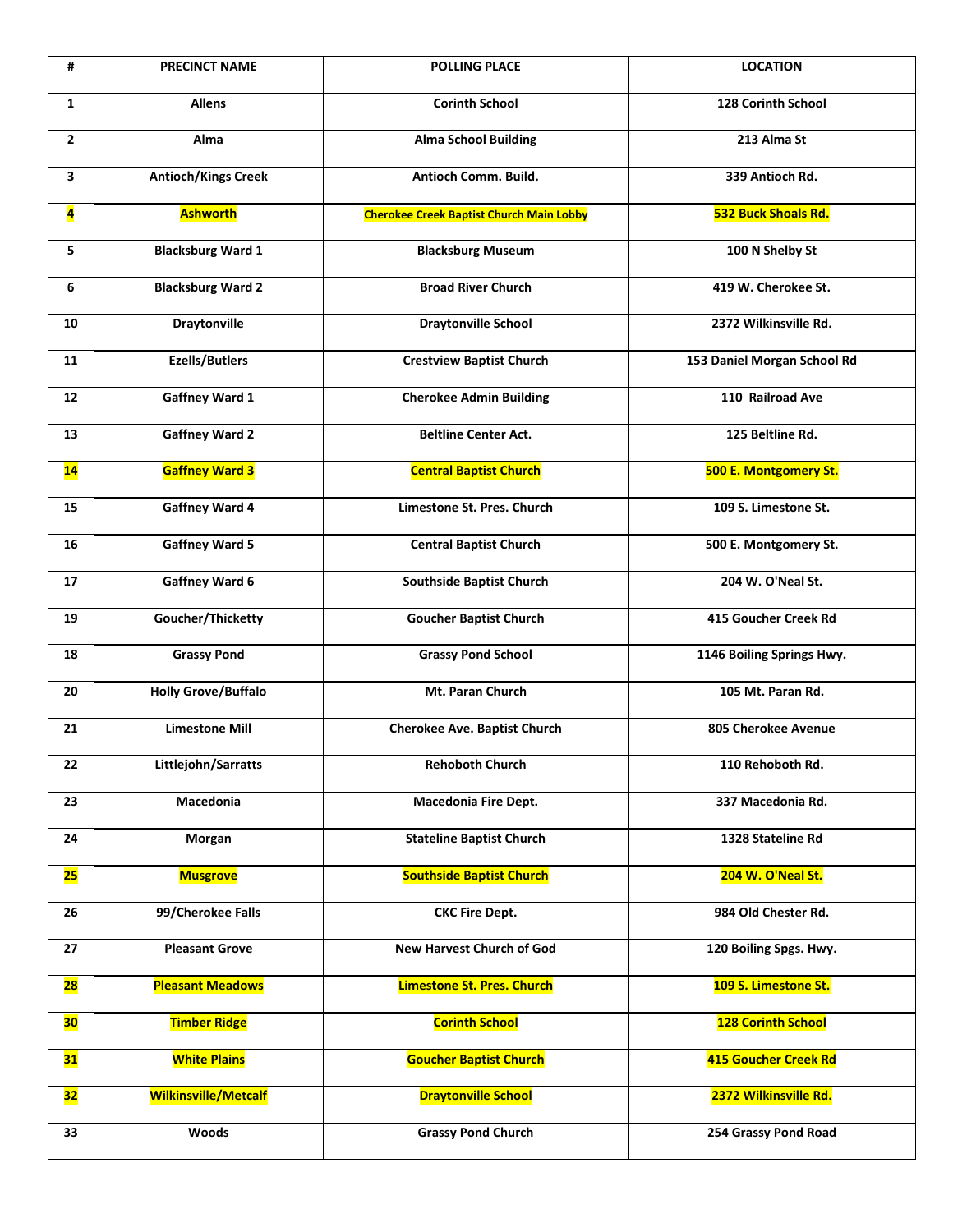| # | PRECINCT NAME | POLLING PLACE | LOCATION |
|---|---|---|---|
| 1 | Allens | Corinth School | 128 Corinth School |
| 2 | Alma | Alma School Building | 213 Alma St |
| 3 | Antioch/Kings Creek | Antioch Comm. Build. | 339 Antioch Rd. |
| 4 | Ashworth | Cherokee Creek Baptist Church Main Lobby | 532 Buck Shoals Rd. |
| 5 | Blacksburg Ward 1 | Blacksburg Museum | 100 N Shelby St |
| 6 | Blacksburg Ward 2 | Broad River Church | 419 W. Cherokee St. |
| 10 | Draytonville | Draytonville School | 2372 Wilkinsville Rd. |
| 11 | Ezells/Butlers | Crestview Baptist Church | 153 Daniel Morgan School Rd |
| 12 | Gaffney Ward 1 | Cherokee Admin Building | 110 Railroad Ave |
| 13 | Gaffney Ward 2 | Beltline Center Act. | 125 Beltline Rd. |
| 14 | Gaffney Ward 3 | Central Baptist Church | 500 E. Montgomery St. |
| 15 | Gaffney Ward 4 | Limestone St. Pres. Church | 109 S. Limestone St. |
| 16 | Gaffney Ward 5 | Central Baptist Church | 500 E. Montgomery St. |
| 17 | Gaffney Ward 6 | Southside Baptist Church | 204 W. O'Neal St. |
| 19 | Goucher/Thicketty | Goucher Baptist Church | 415 Goucher Creek Rd |
| 18 | Grassy Pond | Grassy Pond School | 1146 Boiling Springs Hwy. |
| 20 | Holly Grove/Buffalo | Mt. Paran Church | 105 Mt. Paran Rd. |
| 21 | Limestone Mill | Cherokee Ave. Baptist Church | 805 Cherokee Avenue |
| 22 | Littlejohn/Sarratts | Rehoboth Church | 110 Rehoboth Rd. |
| 23 | Macedonia | Macedonia Fire Dept. | 337 Macedonia Rd. |
| 24 | Morgan | Stateline Baptist Church | 1328 Stateline Rd |
| 25 | Musgrove | Southside Baptist Church | 204 W. O'Neal St. |
| 26 | 99/Cherokee Falls | CKC Fire Dept. | 984 Old Chester Rd. |
| 27 | Pleasant Grove | New Harvest Church of God | 120 Boiling Spgs. Hwy. |
| 28 | Pleasant Meadows | Limestone St. Pres. Church | 109 S. Limestone St. |
| 30 | Timber Ridge | Corinth School | 128 Corinth School |
| 31 | White Plains | Goucher Baptist Church | 415 Goucher Creek Rd |
| 32 | Wilkinsville/Metcalf | Draytonville School | 2372 Wilkinsville Rd. |
| 33 | Woods | Grassy Pond Church | 254 Grassy Pond Road |